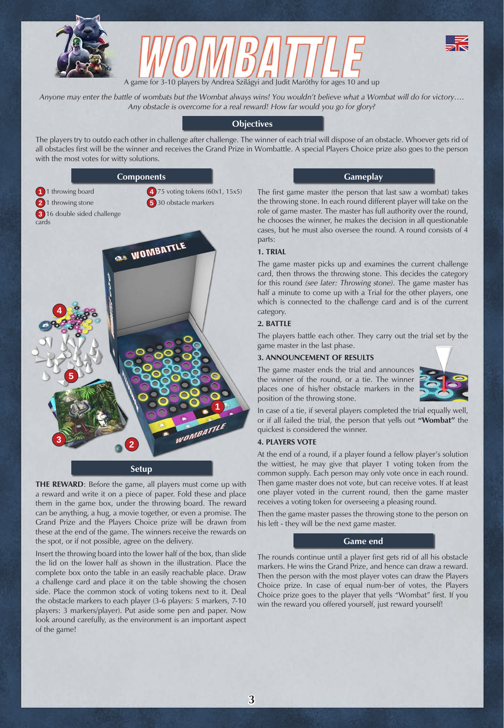# WOMBATTLE

A game for 3-10 players by Andrea Szilágyi and Judit Maróthy for ages 10 and up

*Anyone may enter the battle of wombats but the Wombat always wins! You wouldn't believe what a Wombat will do for victory…. Any obstacle is overcome for a real reward! How far would you go for glory?*

## Objectives

The players try to outdo each other in challenge after challenge. The winner of each trial will dispose of an obstacle. Whoever gets rid of all obstacles first will be the winner and receives the Grand Prize in Wombattle. A special Players Choice prize also goes to the person with the most votes for witty solutions.

## Components

1. 1 throwing board
2. 1 throwing stone
3. 16 double sided challenge cards
4. 75 voting tokens (60x1, 15x5)
5. 30 obstacle markers

## Setup

**THE REWARD**: Before the game, all players must come up with a reward and write it on a piece of paper. Fold these and place them in the game box, under the throwing board. The reward can be anything, a hug, a movie together, or even a promise. The Grand Prize and the Players Choice prize will be drawn from these at the end of the game. The winners receive the rewards on the spot, or if not possible, agree on the delivery.

Insert the throwing board into the lower half of the box, than slide the lid on the lower half as shown in the illustration. Place the complete box onto the table in an easily reachable place. Draw a challenge card and place it on the table showing the chosen side. Place the common stock of voting tokens next to it. Deal the obstacle markers to each player (3-6 players: 5 markers, 7-10 players: 3 markers/player). Put aside some pen and paper. Now look around carefully, as the environment is an important aspect of the game!

## Gameplay

The first game master (the person that last saw a wombat) takes the throwing stone. In each round different player will take on the role of game master. The master has full authority over the round, he chooses the winner, he makes the decision in all questionable cases, but he must also oversee the round. A round consists of 4 parts:

### 1. TRIAL

The game master picks up and examines the current challenge card, then throws the throwing stone. This decides the category for this round *(see later: Throwing stone)*. The game master has half a minute to come up with a Trial for the other players, one which is connected to the challenge card and is of the current category.

### 2. BATTLE

The players battle each other. They carry out the trial set by the game master in the last phase.

### 3. ANNOUNCEMENT OF RESULTS

The game master ends the trial and announces the winner of the round, or a tie. The winner places one of his/her obstacle markers in the position of the throwing stone.

In case of a tie, if several players completed the trial equally well, or if all failed the trial, the person that yells out **"Wombat"** the quickest is considered the winner.

### 4. PLAYERS VOTE

At the end of a round, if a player found a fellow player's solution the wittiest, he may give that player 1 voting token from the common supply. Each person may only vote once in each round. Then game master does not vote, but can receive votes. If at least one player voted in the current round, then the game master receives a voting token for overseeing a pleasing round.

Then the game master passes the throwing stone to the person on his left - they will be the next game master.

## Game end

The rounds continue until a player first gets rid of all his obstacle markers. He wins the Grand Prize, and hence can draw a reward. Then the person with the most player votes can draw the Players Choice prize. In case of equal num-ber of votes, the Players Choice prize goes to the player that yells "Wombat" first. If you win the reward you offered yourself, just reward yourself!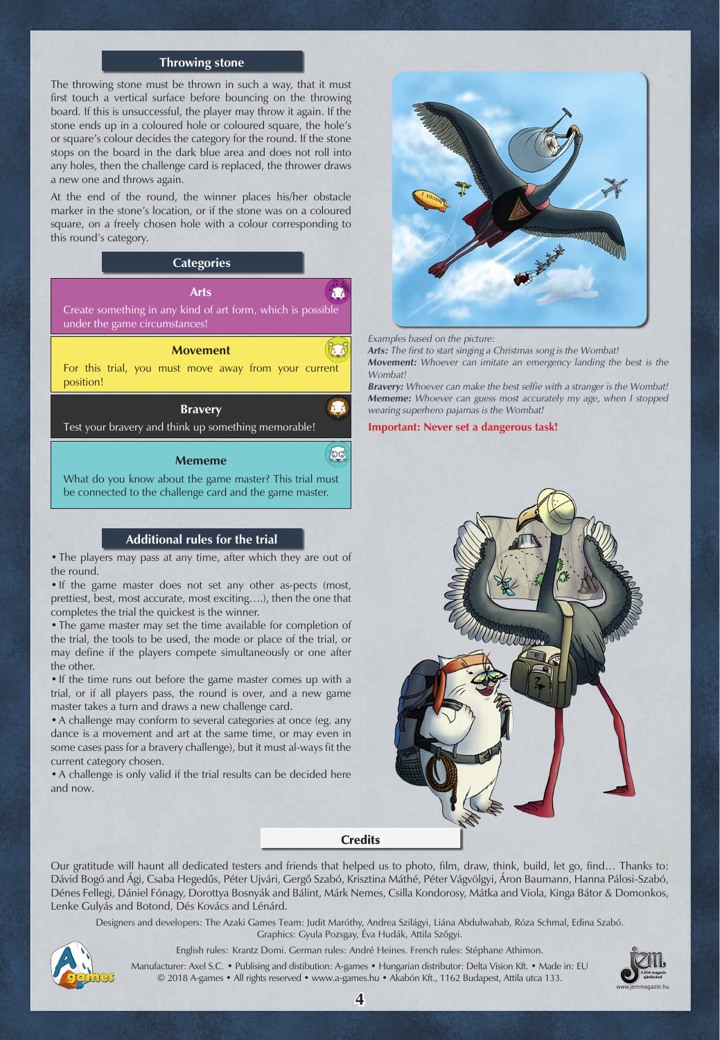## Throwing stone

The throwing stone must be thrown in such a way, that it must first touch a vertical surface before bouncing on the throwing board. If this is unsuccessful, the player may throw it again. If the stone ends up in a coloured hole or coloured square, the hole's or square's colour decides the category for the round. If the stone stops on the board in the dark blue area and does not roll into any holes, then the challenge card is replaced, the thrower draws a new one and throws again.

At the end of the round, the winner places his/her obstacle marker in the stone's location, or if the stone was on a coloured square, on a freely chosen hole with a colour corresponding to this round's category.

## Categories

### Arts

Create something in any kind of art form, which is possible under the game circumstances!

### Movement

For this trial, you must move away from your current position!

### Bravery

Test your bravery and think up something memorable!

### Mememe

What do you know about the game master? This trial must be connected to the challenge card and the game master.

*Examples based on the picture:*

***Arts:*** *The first to start singing a Christmas song is the Wombat!*

***Movement:*** *Whoever can imitate an emergency landing the best is the Wombat!*

***Bravery:*** *Whoever can make the best selfie with a stranger is the Wombat!*

***Mememe:*** *Whoever can guess most accurately my age, when I stopped wearing superhero pajamas is the Wombat!*

**Important: Never set a dangerous task!**

## Additional rules for the trial

- The players may pass at any time, after which they are out of the round.
- If the game master does not set any other as-pects (most, prettiest, best, most accurate, most exciting….), then the one that completes the trial the quickest is the winner.
- The game master may set the time available for completion of the trial, the tools to be used, the mode or place of the trial, or may define if the players compete simultaneously or one after the other.
- If the time runs out before the game master comes up with a trial, or if all players pass, the round is over, and a new game master takes a turn and draws a new challenge card.
- A challenge may conform to several categories at once (eg. any dance is a movement and art at the same time, or may even in some cases pass for a bravery challenge), but it must al-ways fit the current category chosen.
- A challenge is only valid if the trial results can be decided here and now.

## Credits

Our gratitude will haunt all dedicated testers and friends that helped us to photo, film, draw, think, build, let go, find… Thanks to: Dávid Bogó and Ági, Csaba Hegedűs, Péter Ujvári, Gergő Szabó, Krisztina Máthé, Péter Vágvölgyi, Áron Baumann, Hanna Pálosi-Szabó, Dénes Fellegi, Dániel Fónagy, Dorottya Bosnyák and Bálint, Márk Nemes, Csilla Kondorosy, Mátka and Viola, Kinga Bátor & Domonkos, Lenke Gulyás and Botond, Dés Kovács and Lénárd.

Designers and developers: The Azaki Games Team: Judit Maróthy, Andrea Szilágyi, Liána Abdulwahab, Róza Schmal, Edina Szabó.
Graphics: Gyula Pozsgay, Éva Hudák, Attila Szőgyi.

English rules: Krantz Domi. German rules: André Heines. French rules: Stéphane Athimon.

Manufacturer: Axel S.C. • Publising and distibution: A-games • Hungarian distributor: Delta Vision Kft. • Made in: EU
© 2018 A-games • All rights reserved • www.a-games.hu • Akabón Kft., 1162 Budapest, Attila utca 133.